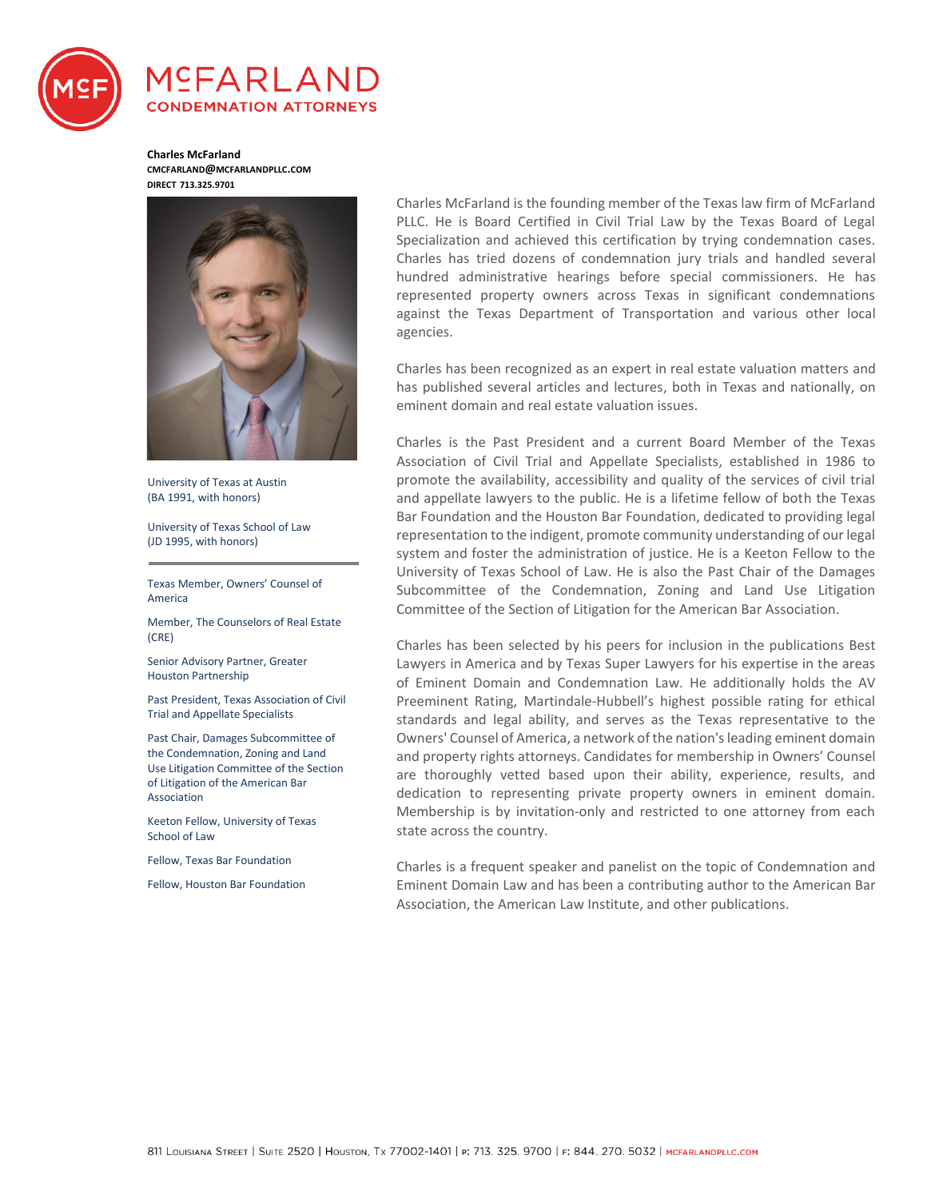# McFARLAND
## CONDEMNATION ATTORNEYS

**Charles McFarland**
**CMCFARLAND@MCFARLANDPLLC.COM**
**DIRECT 713.325.9701**

University of Texas at Austin
(BA 1991, with honors)

University of Texas School of Law
(JD 1995, with honors)

---

Texas Member, Owners' Counsel of America

Member, The Counselors of Real Estate (CRE)

Senior Advisory Partner, Greater Houston Partnership

Past President, Texas Association of Civil Trial and Appellate Specialists

Past Chair, Damages Subcommittee of the Condemnation, Zoning and Land Use Litigation Committee of the Section of Litigation of the American Bar Association

Keeton Fellow, University of Texas School of Law

Fellow, Texas Bar Foundation

Fellow, Houston Bar Foundation

Charles McFarland is the founding member of the Texas law firm of McFarland PLLC. He is Board Certified in Civil Trial Law by the Texas Board of Legal Specialization and achieved this certification by trying condemnation cases. Charles has tried dozens of condemnation jury trials and handled several hundred administrative hearings before special commissioners. He has represented property owners across Texas in significant condemnations against the Texas Department of Transportation and various other local agencies.

Charles has been recognized as an expert in real estate valuation matters and has published several articles and lectures, both in Texas and nationally, on eminent domain and real estate valuation issues.

Charles is the Past President and a current Board Member of the Texas Association of Civil Trial and Appellate Specialists, established in 1986 to promote the availability, accessibility and quality of the services of civil trial and appellate lawyers to the public. He is a lifetime fellow of both the Texas Bar Foundation and the Houston Bar Foundation, dedicated to providing legal representation to the indigent, promote community understanding of our legal system and foster the administration of justice. He is a Keeton Fellow to the University of Texas School of Law. He is also the Past Chair of the Damages Subcommittee of the Condemnation, Zoning and Land Use Litigation Committee of the Section of Litigation for the American Bar Association.

Charles has been selected by his peers for inclusion in the publications Best Lawyers in America and by Texas Super Lawyers for his expertise in the areas of Eminent Domain and Condemnation Law. He additionally holds the AV Preeminent Rating, Martindale-Hubbell's highest possible rating for ethical standards and legal ability, and serves as the Texas representative to the Owners' Counsel of America, a network of the nation's leading eminent domain and property rights attorneys. Candidates for membership in Owners' Counsel are thoroughly vetted based upon their ability, experience, results, and dedication to representing private property owners in eminent domain. Membership is by invitation-only and restricted to one attorney from each state across the country.

Charles is a frequent speaker and panelist on the topic of Condemnation and Eminent Domain Law and has been a contributing author to the American Bar Association, the American Law Institute, and other publications.

811 Louisiana Street | Suite 2520 | Houston, Tx 77002-1401 | p: 713. 325. 9700 | f: 844. 270. 5032 | mcfarlandpllc.com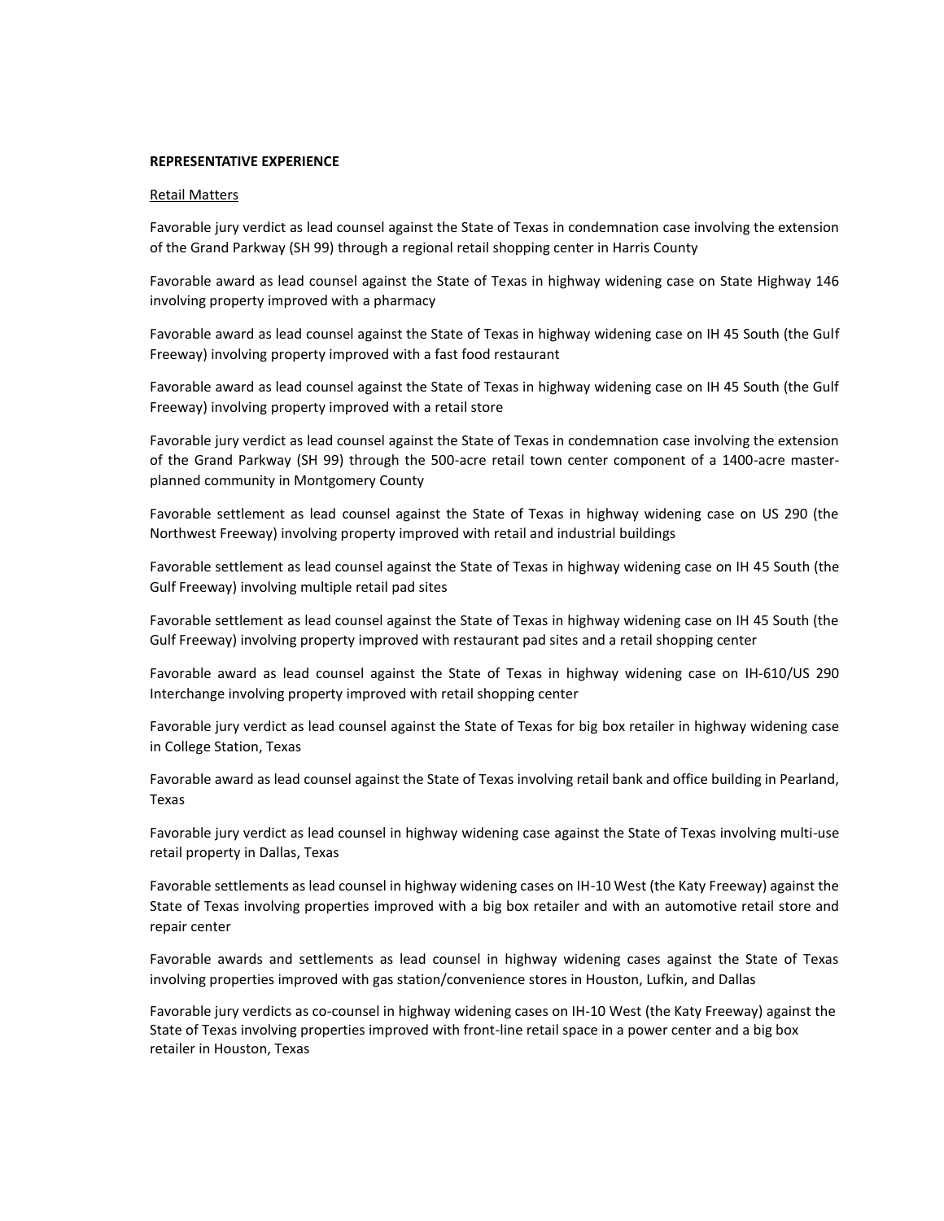**REPRESENTATIVE EXPERIENCE**

Retail Matters

Favorable jury verdict as lead counsel against the State of Texas in condemnation case involving the extension of the Grand Parkway (SH 99) through a regional retail shopping center in Harris County

Favorable award as lead counsel against the State of Texas in highway widening case on State Highway 146 involving property improved with a pharmacy

Favorable award as lead counsel against the State of Texas in highway widening case on IH 45 South (the Gulf Freeway) involving property improved with a fast food restaurant

Favorable award as lead counsel against the State of Texas in highway widening case on IH 45 South (the Gulf Freeway) involving property improved with a retail store

Favorable jury verdict as lead counsel against the State of Texas in condemnation case involving the extension of the Grand Parkway (SH 99) through the 500-acre retail town center component of a 1400-acre master-planned community in Montgomery County

Favorable settlement as lead counsel against the State of Texas in highway widening case on US 290 (the Northwest Freeway) involving property improved with retail and industrial buildings

Favorable settlement as lead counsel against the State of Texas in highway widening case on IH 45 South (the Gulf Freeway) involving multiple retail pad sites

Favorable settlement as lead counsel against the State of Texas in highway widening case on IH 45 South (the Gulf Freeway) involving property improved with restaurant pad sites and a retail shopping center

Favorable award as lead counsel against the State of Texas in highway widening case on IH-610/US 290 Interchange involving property improved with retail shopping center

Favorable jury verdict as lead counsel against the State of Texas for big box retailer in highway widening case in College Station, Texas

Favorable award as lead counsel against the State of Texas involving retail bank and office building in Pearland, Texas

Favorable jury verdict as lead counsel in highway widening case against the State of Texas involving multi-use retail property in Dallas, Texas

Favorable settlements as lead counsel in highway widening cases on IH-10 West (the Katy Freeway) against the State of Texas involving properties improved with a big box retailer and with an automotive retail store and repair center

Favorable awards and settlements as lead counsel in highway widening cases against the State of Texas involving properties improved with gas station/convenience stores in Houston, Lufkin, and Dallas

Favorable jury verdicts as co-counsel in highway widening cases on IH-10 West (the Katy Freeway) against the State of Texas involving properties improved with front-line retail space in a power center and a big box retailer in Houston, Texas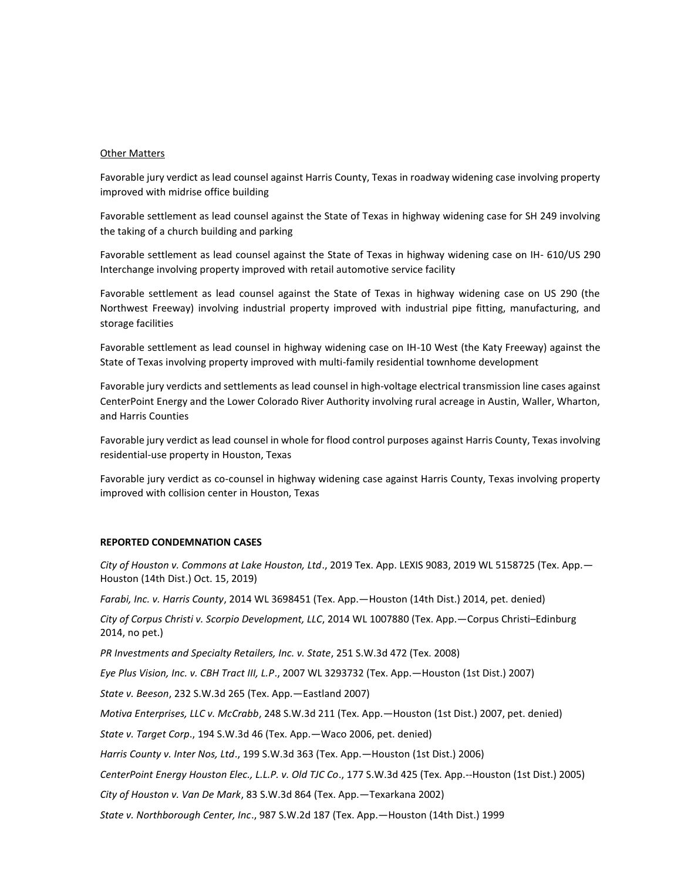Other Matters

Favorable jury verdict as lead counsel against Harris County, Texas in roadway widening case involving property improved with midrise office building

Favorable settlement as lead counsel against the State of Texas in highway widening case for SH 249 involving the taking of a church building and parking

Favorable settlement as lead counsel against the State of Texas in highway widening case on IH- 610/US 290 Interchange involving property improved with retail automotive service facility

Favorable settlement as lead counsel against the State of Texas in highway widening case on US 290 (the Northwest Freeway) involving industrial property improved with industrial pipe fitting, manufacturing, and storage facilities

Favorable settlement as lead counsel in highway widening case on IH-10 West (the Katy Freeway) against the State of Texas involving property improved with multi-family residential townhome development

Favorable jury verdicts and settlements as lead counsel in high-voltage electrical transmission line cases against CenterPoint Energy and the Lower Colorado River Authority involving rural acreage in Austin, Waller, Wharton, and Harris Counties

Favorable jury verdict as lead counsel in whole for flood control purposes against Harris County, Texas involving residential-use property in Houston, Texas

Favorable jury verdict as co-counsel in highway widening case against Harris County, Texas involving property improved with collision center in Houston, Texas

**REPORTED CONDEMNATION CASES**

*City of Houston v. Commons at Lake Houston, Ltd*., 2019 Tex. App. LEXIS 9083, 2019 WL 5158725 (Tex. App.—Houston (14th Dist.) Oct. 15, 2019)

*Farabi, Inc. v. Harris County*, 2014 WL 3698451 (Tex. App.—Houston (14th Dist.) 2014, pet. denied)

*City of Corpus Christi v. Scorpio Development, LLC*, 2014 WL 1007880 (Tex. App.—Corpus Christi–Edinburg 2014, no pet.)

*PR Investments and Specialty Retailers, Inc. v. State*, 251 S.W.3d 472 (Tex. 2008)

*Eye Plus Vision, Inc. v. CBH Tract III, L.P*., 2007 WL 3293732 (Tex. App.—Houston (1st Dist.) 2007)

*State v. Beeson*, 232 S.W.3d 265 (Tex. App.—Eastland 2007)

*Motiva Enterprises, LLC v. McCrabb*, 248 S.W.3d 211 (Tex. App.—Houston (1st Dist.) 2007, pet. denied)

*State v. Target Corp*., 194 S.W.3d 46 (Tex. App.—Waco 2006, pet. denied)

*Harris County v. Inter Nos, Ltd*., 199 S.W.3d 363 (Tex. App.—Houston (1st Dist.) 2006)

*CenterPoint Energy Houston Elec., L.L.P. v. Old TJC Co*., 177 S.W.3d 425 (Tex. App.--Houston (1st Dist.) 2005)

*City of Houston v. Van De Mark*, 83 S.W.3d 864 (Tex. App.—Texarkana 2002)

*State v. Northborough Center, Inc*., 987 S.W.2d 187 (Tex. App.—Houston (14th Dist.) 1999